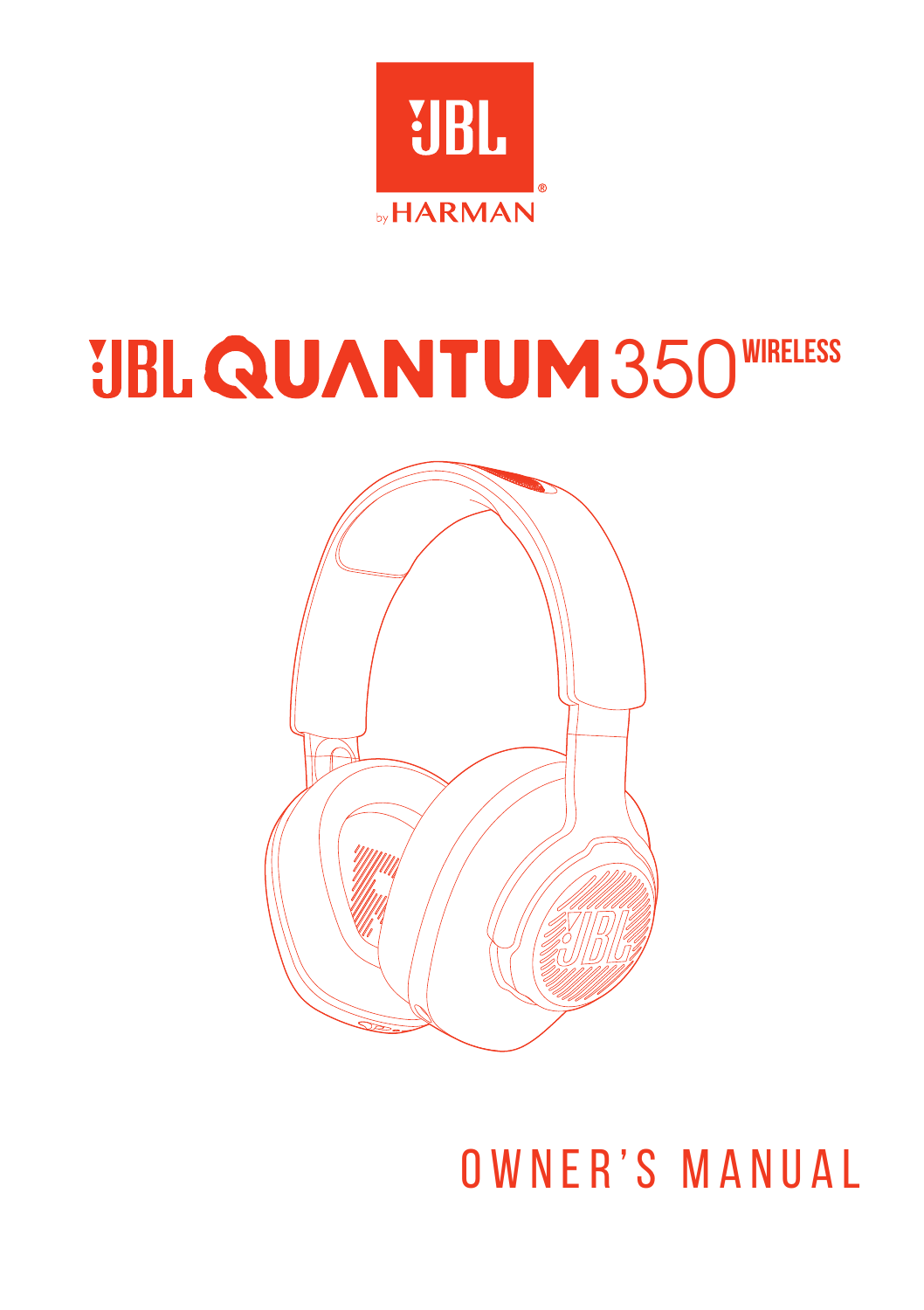JBL by HARMAN

# JBL QUANTUM 350 WIRELESS

OWNER'S MANUAL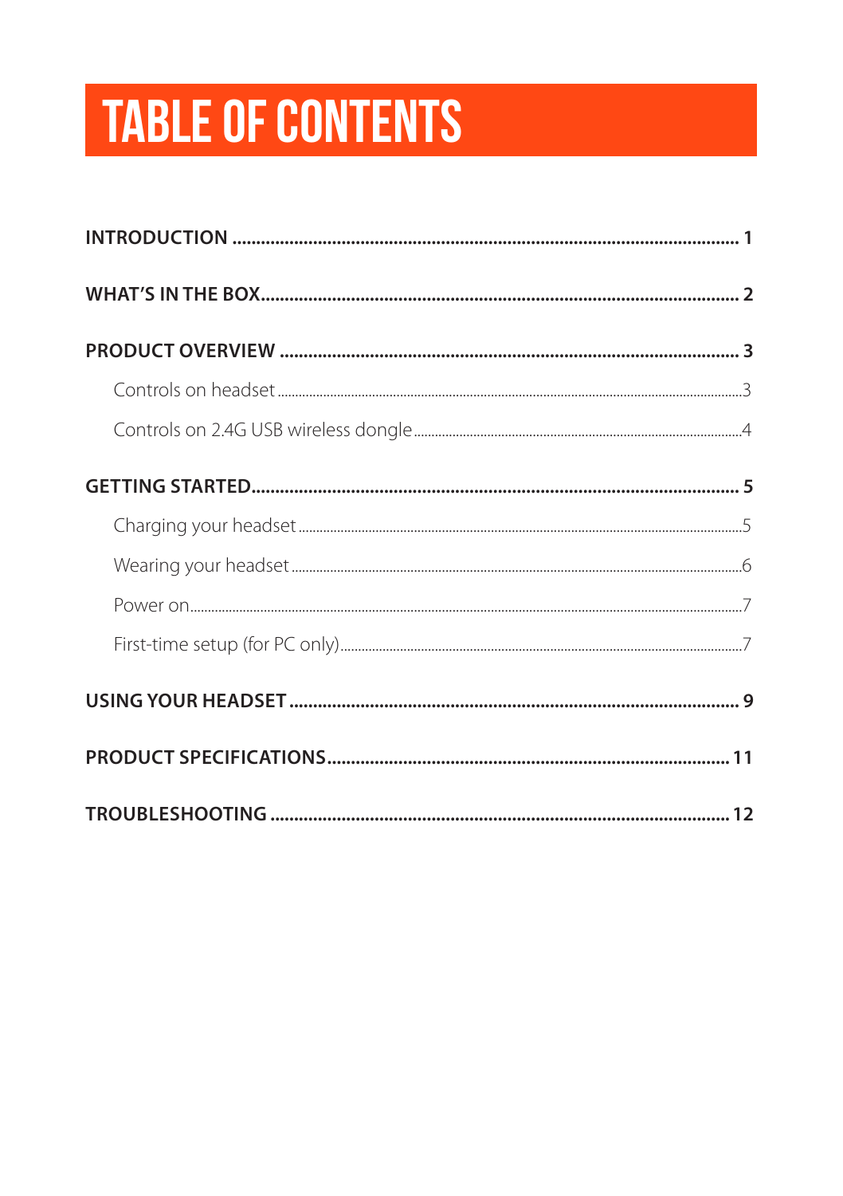# TABLE OF CONTENTS

**INTRODUCTION** ........................................................................................................ **1**

**WHAT'S IN THE BOX**................................................................................................ **2**

**PRODUCT OVERVIEW** ............................................................................................. **3**

- Controls on headset ........................................................................................................3
- Controls on 2.4G USB wireless dongle.........................................................................4

**GETTING STARTED**.................................................................................................. **5**

- Charging your headset ...................................................................................................5
- Wearing your headset ....................................................................................................6
- Power on..............................................................................................................................7
- First-time setup (for PC only).........................................................................................7

**USING YOUR HEADSET** ........................................................................................... **9**

**PRODUCT SPECIFICATIONS**.................................................................................. **11**

**TROUBLESHOOTING** .............................................................................................. **12**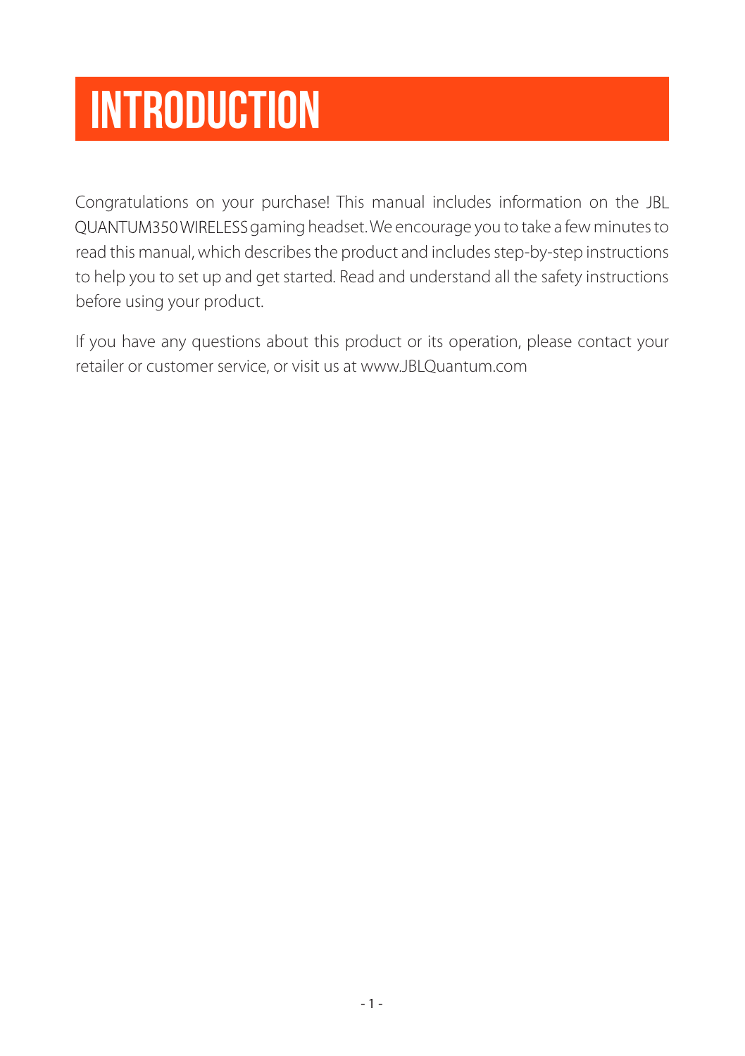# INTRODUCTION

Congratulations on your purchase! This manual includes information on the JBL QUANTUM350 WIRELESS gaming headset. We encourage you to take a few minutes to read this manual, which describes the product and includes step-by-step instructions to help you to set up and get started. Read and understand all the safety instructions before using your product.

If you have any questions about this product or its operation, please contact your retailer or customer service, or visit us at www.JBLQuantum.com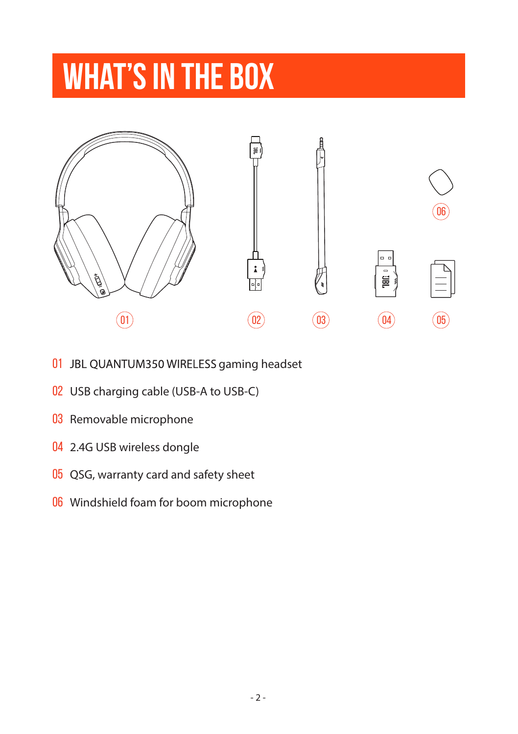# WHAT'S IN THE BOX

01 JBL QUANTUM350 WIRELESS gaming headset

02 USB charging cable (USB-A to USB-C)

03 Removable microphone

04 2.4G USB wireless dongle

05 QSG, warranty card and safety sheet

06 Windshield foam for boom microphone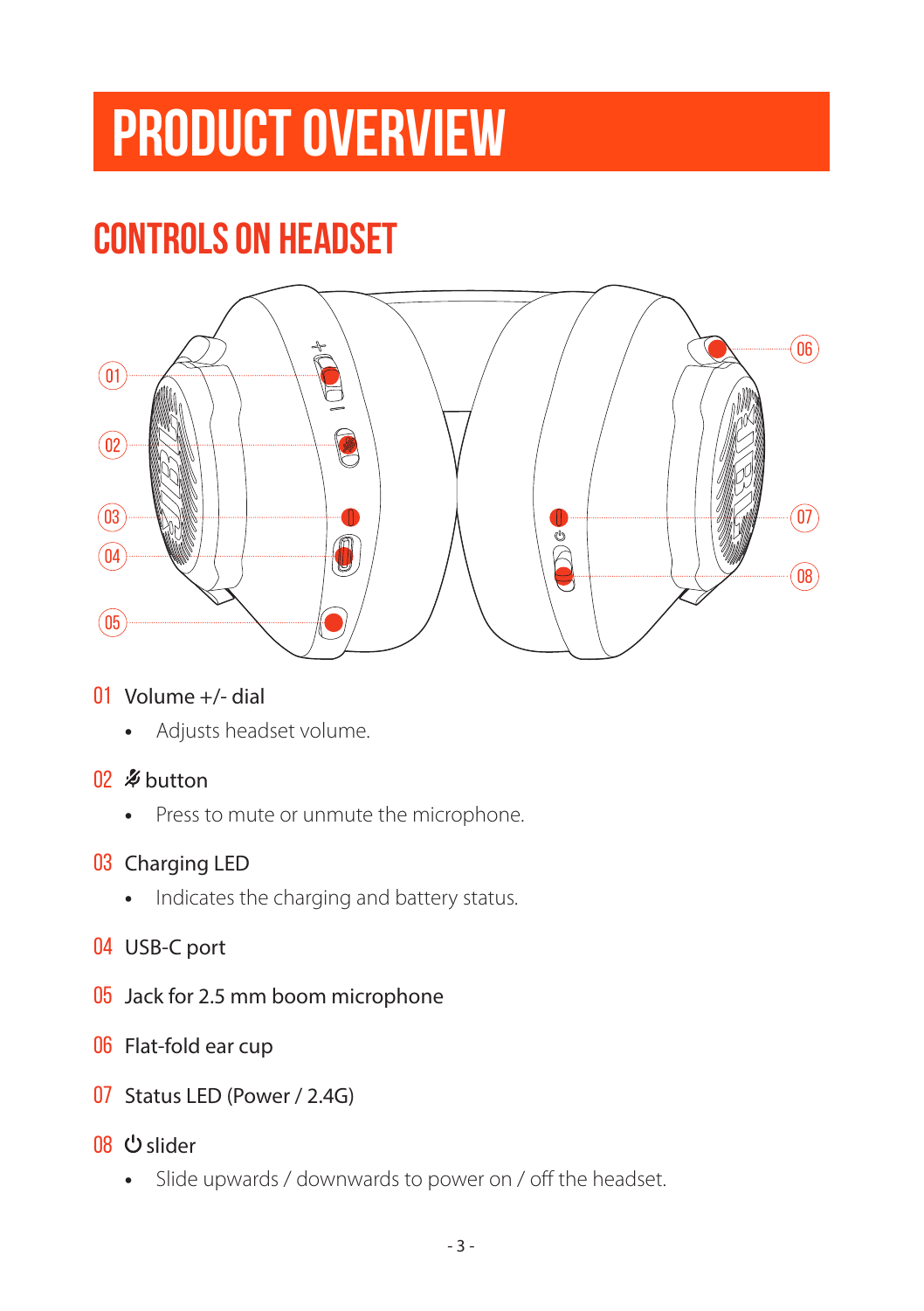# PRODUCT OVERVIEW

## CONTROLS ON HEADSET

01 Volume +/- dial

- Adjusts headset volume.

02 🎙̸ button

- Press to mute or unmute the microphone.

03 Charging LED

- Indicates the charging and battery status.

04 USB-C port

05 Jack for 2.5 mm boom microphone

06 Flat-fold ear cup

07 Status LED (Power / 2.4G)

08 ⏻ slider

- Slide upwards / downwards to power on / off the headset.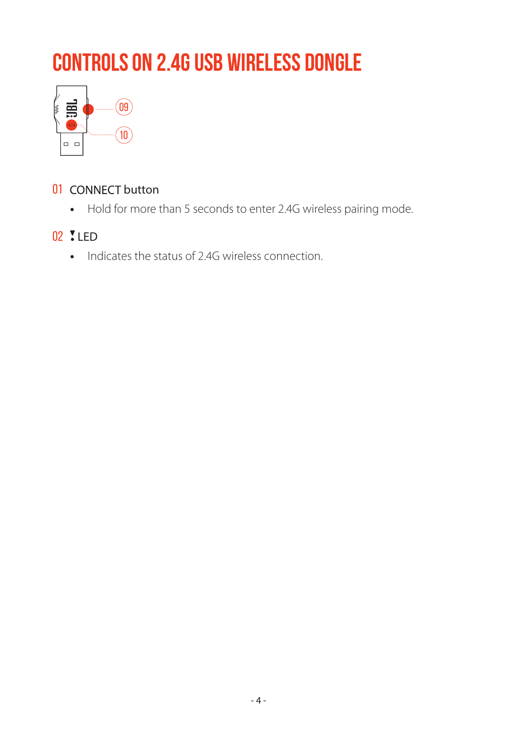# CONTROLS ON 2.4G USB WIRELESS DONGLE

01 CONNECT button

- Hold for more than 5 seconds to enter 2.4G wireless pairing mode.

02 LED

- Indicates the status of 2.4G wireless connection.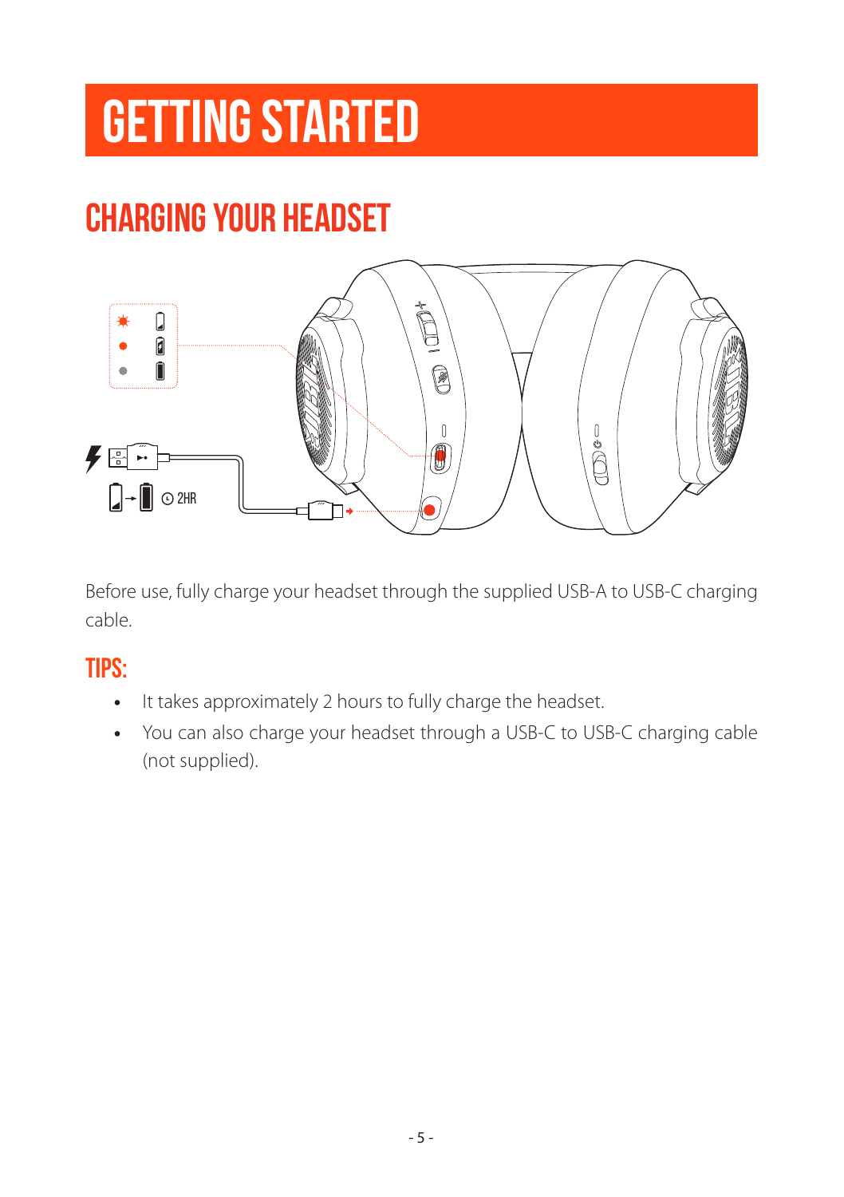# GETTING STARTED

## CHARGING YOUR HEADSET

Before use, fully charge your headset through the supplied USB-A to USB-C charging cable.

### TIPS:

- It takes approximately 2 hours to fully charge the headset.
- You can also charge your headset through a USB-C to USB-C charging cable (not supplied).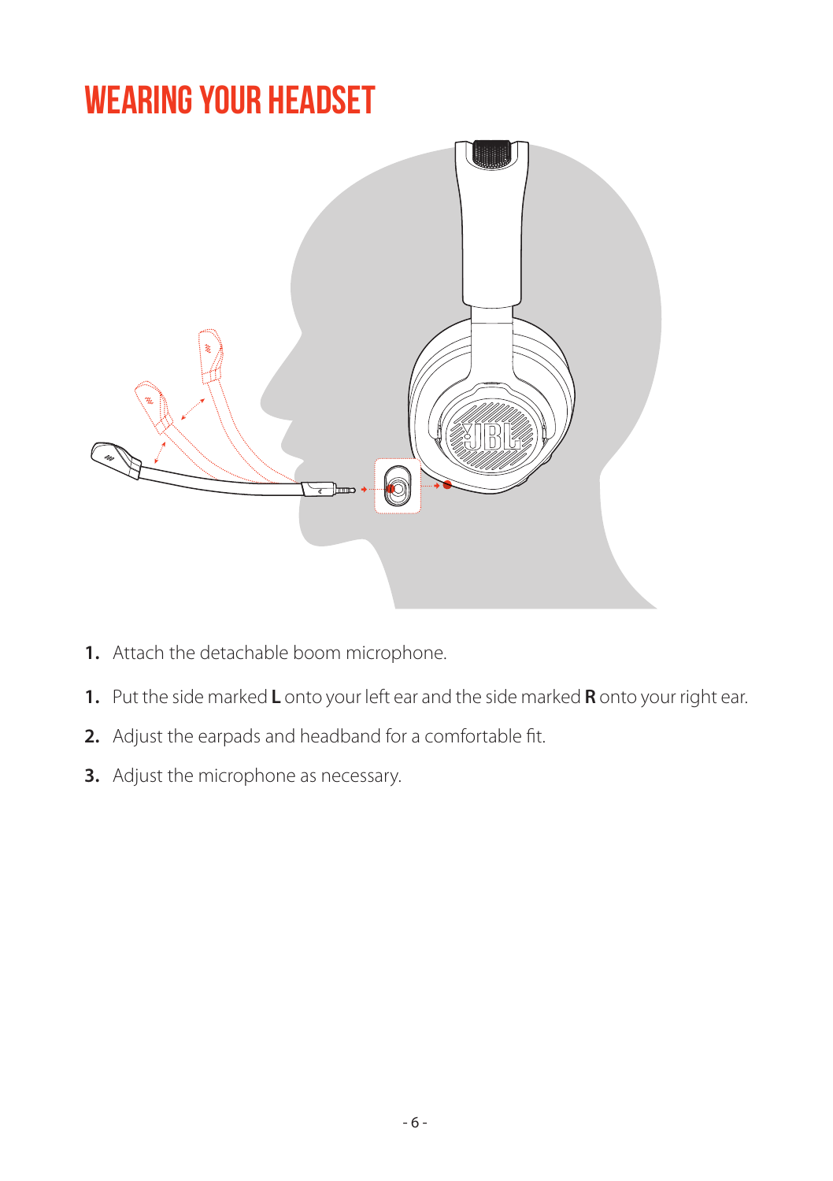# WEARING YOUR HEADSET

1. Attach the detachable boom microphone.

1. Put the side marked **L** onto your left ear and the side marked **R** onto your right ear.

2. Adjust the earpads and headband for a comfortable fit.

3. Adjust the microphone as necessary.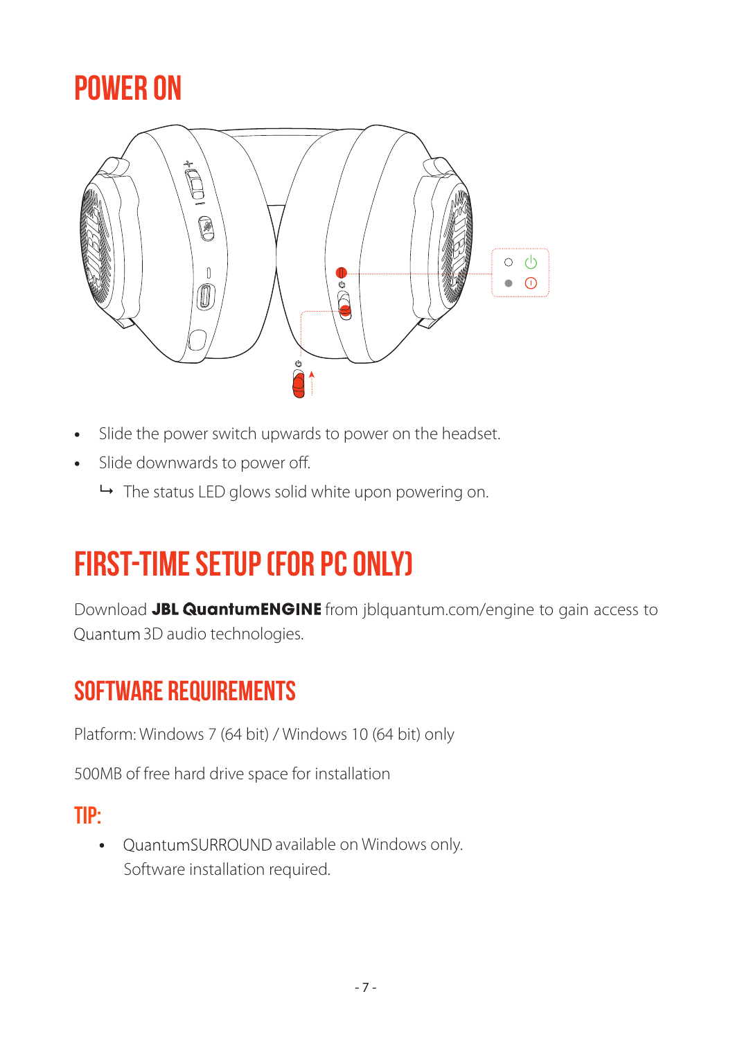# POWER ON

- Slide the power switch upwards to power on the headset.
- Slide downwards to power off.
  - ↳ The status LED glows solid white upon powering on.

# FIRST-TIME SETUP (FOR PC ONLY)

Download **JBL QuantumENGINE** from jblquantum.com/engine to gain access to Quantum 3D audio technologies.

## SOFTWARE REQUIREMENTS

Platform: Windows 7 (64 bit) / Windows 10 (64 bit) only

500MB of free hard drive space for installation

### TIP:

- QuantumSURROUND available on Windows only. Software installation required.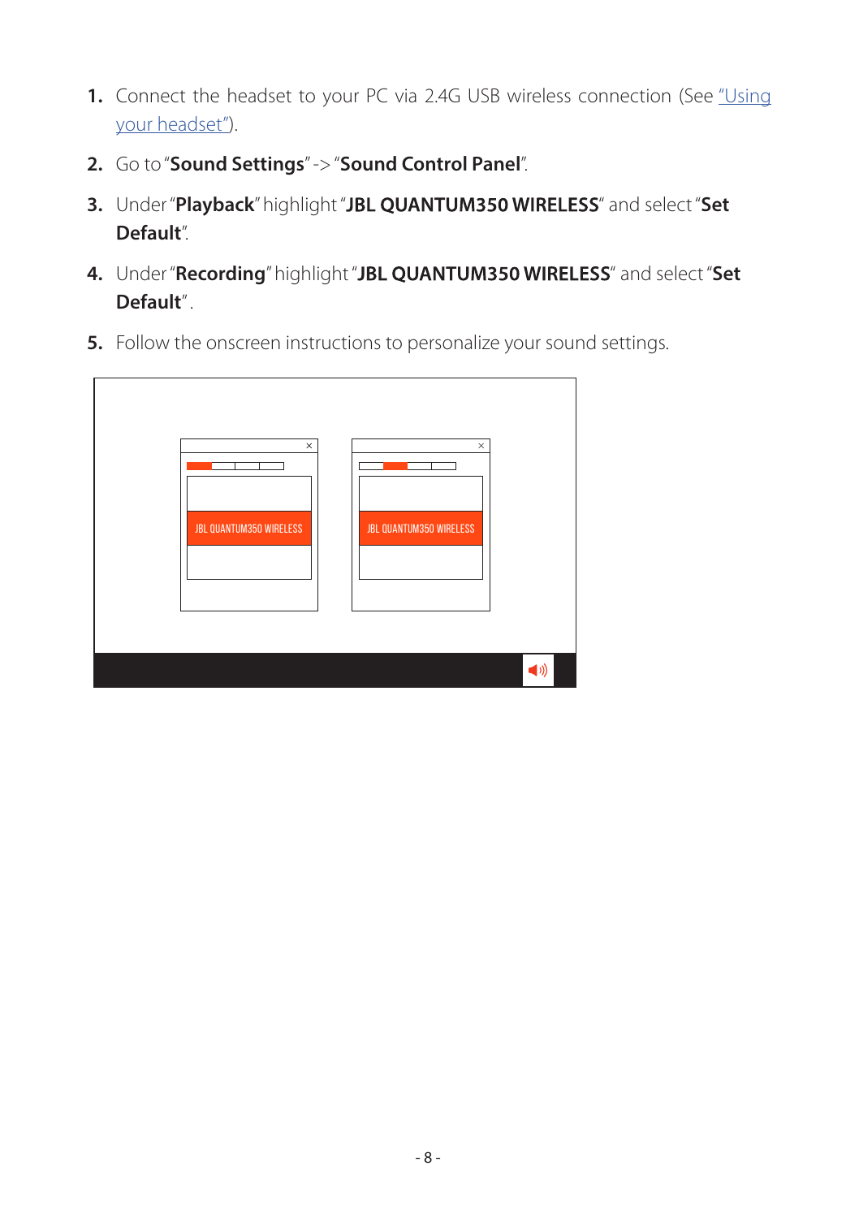1. Connect the headset to your PC via 2.4G USB wireless connection (See "Using your headset").
2. Go to "**Sound Settings**" -> "**Sound Control Panel**".
3. Under "**Playback**" highlight "**JBL QUANTUM350 WIRELESS**" and select "**Set Default**".
4. Under "**Recording**" highlight "**JBL QUANTUM350 WIRELESS**" and select "**Set Default**".
5. Follow the onscreen instructions to personalize your sound settings.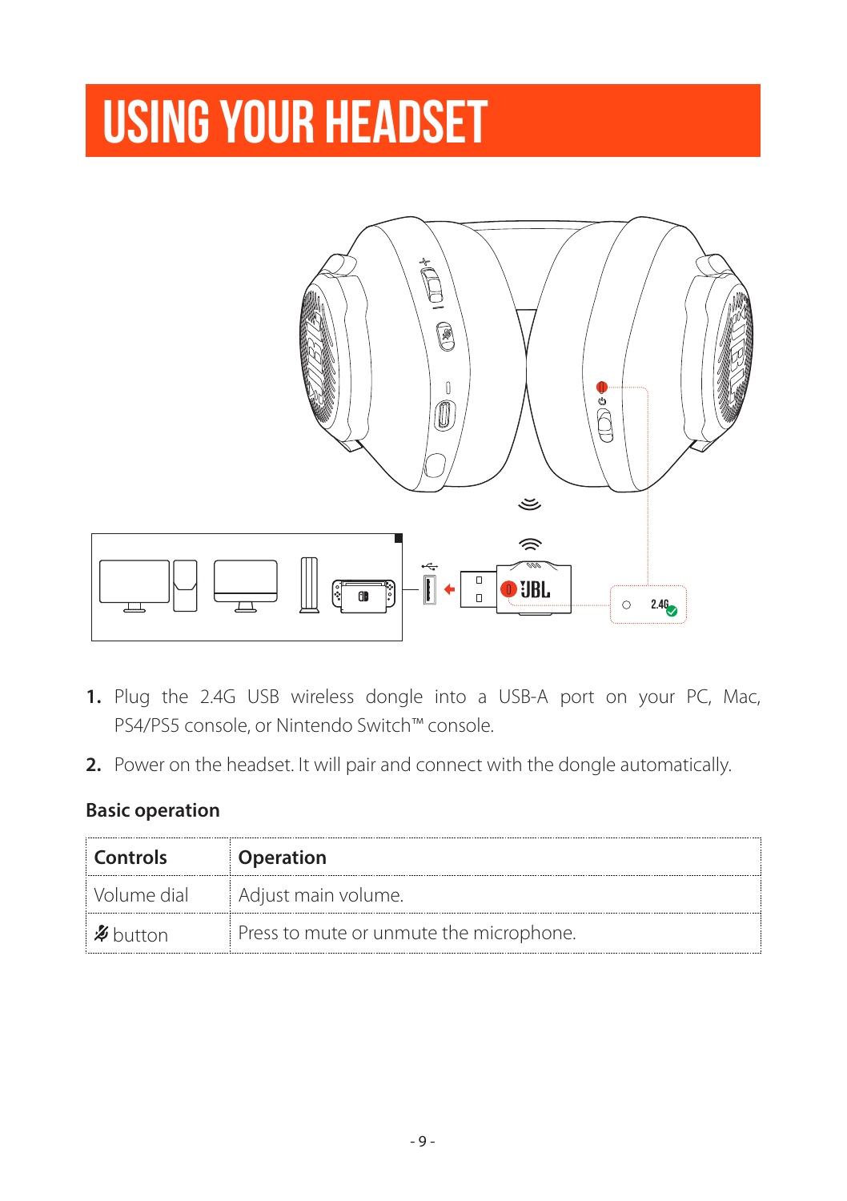# USING YOUR HEADSET

1. Plug the 2.4G USB wireless dongle into a USB-A port on your PC, Mac, PS4/PS5 console, or Nintendo Switch™ console.
2. Power on the headset. It will pair and connect with the dongle automatically.

### Basic operation

| Controls | Operation |
| --- | --- |
| Volume dial | Adjust main volume. |
| 🎙̸ button | Press to mute or unmute the microphone. |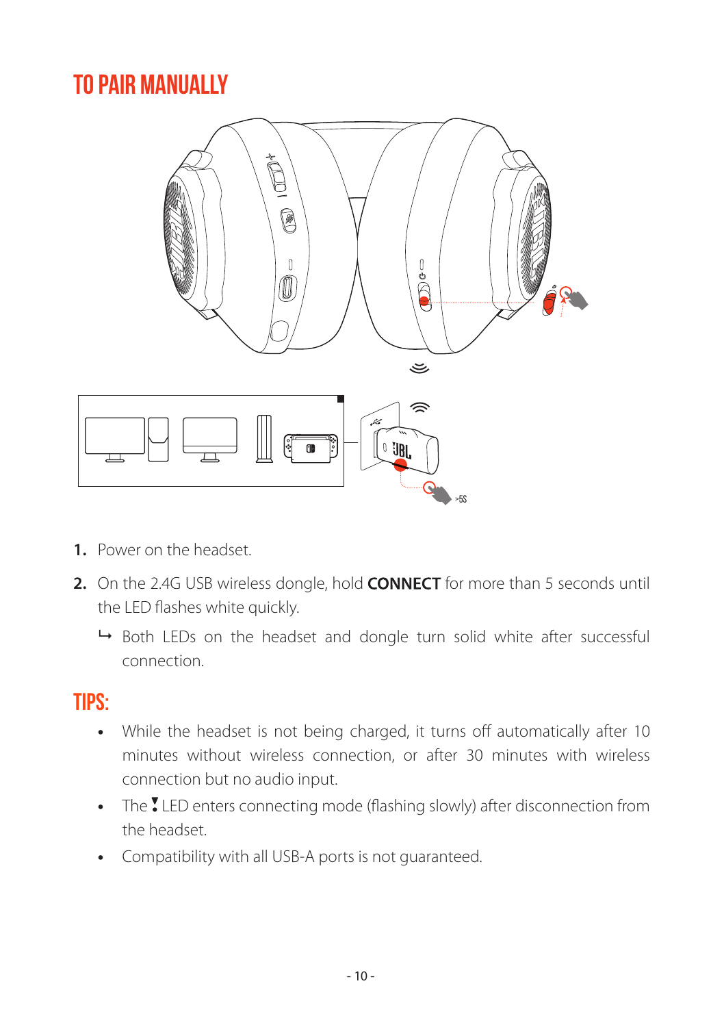# TO PAIR MANUALLY

1. Power on the headset.
2. On the 2.4G USB wireless dongle, hold **CONNECT** for more than 5 seconds until the LED flashes white quickly.
   ↳ Both LEDs on the headset and dongle turn solid white after successful connection.

## TIPS:

- While the headset is not being charged, it turns off automatically after 10 minutes without wireless connection, or after 30 minutes with wireless connection but no audio input.
- The LED enters connecting mode (flashing slowly) after disconnection from the headset.
- Compatibility with all USB-A ports is not guaranteed.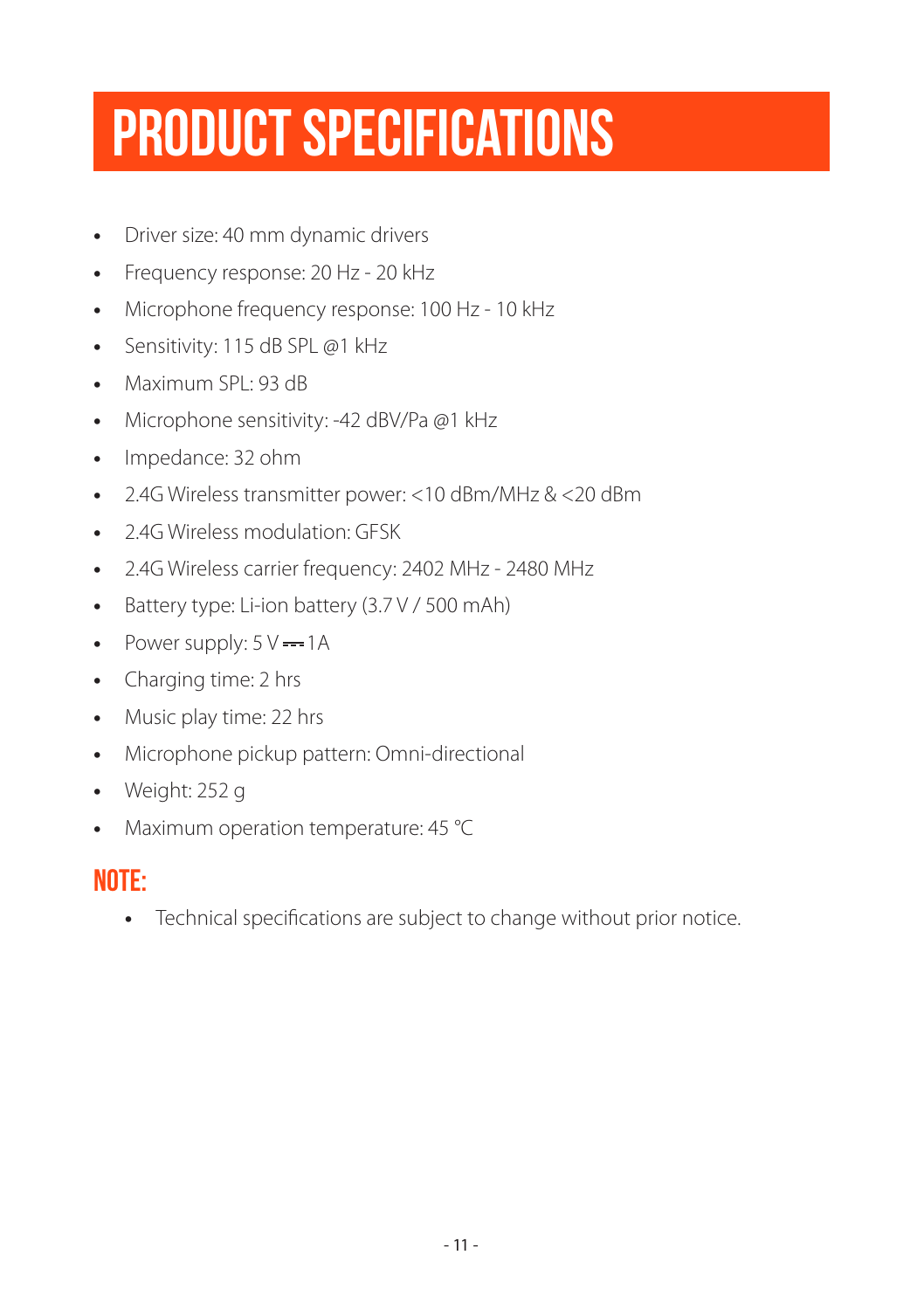# PRODUCT SPECIFICATIONS

- Driver size: 40 mm dynamic drivers
- Frequency response: 20 Hz - 20 kHz
- Microphone frequency response: 100 Hz - 10 kHz
- Sensitivity: 115 dB SPL @1 kHz
- Maximum SPL: 93 dB
- Microphone sensitivity: -42 dBV/Pa @1 kHz
- Impedance: 32 ohm
- 2.4G Wireless transmitter power: <10 dBm/MHz & <20 dBm
- 2.4G Wireless modulation: GFSK
- 2.4G Wireless carrier frequency: 2402 MHz - 2480 MHz
- Battery type: Li-ion battery (3.7 V / 500 mAh)
- Power supply: 5 V ⎓ 1 A
- Charging time: 2 hrs
- Music play time: 22 hrs
- Microphone pickup pattern: Omni-directional
- Weight: 252 g
- Maximum operation temperature: 45 °C

## NOTE:

- Technical specifications are subject to change without prior notice.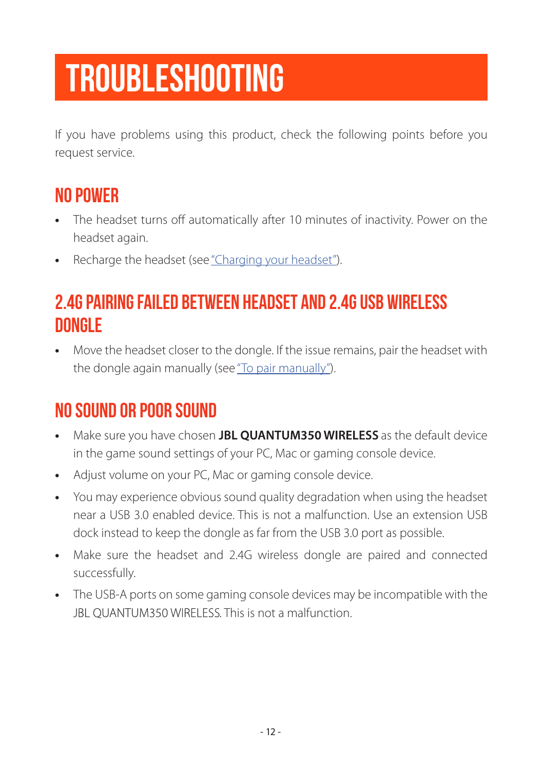# TROUBLESHOOTING

If you have problems using this product, check the following points before you request service.

## NO POWER

- The headset turns off automatically after 10 minutes of inactivity. Power on the headset again.
- Recharge the headset (see "Charging your headset").

## 2.4G PAIRING FAILED BETWEEN HEADSET AND 2.4G USB WIRELESS DONGLE

- Move the headset closer to the dongle. If the issue remains, pair the headset with the dongle again manually (see "To pair manually").

## NO SOUND OR POOR SOUND

- Make sure you have chosen **JBL QUANTUM350 WIRELESS** as the default device in the game sound settings of your PC, Mac or gaming console device.
- Adjust volume on your PC, Mac or gaming console device.
- You may experience obvious sound quality degradation when using the headset near a USB 3.0 enabled device. This is not a malfunction. Use an extension USB dock instead to keep the dongle as far from the USB 3.0 port as possible.
- Make sure the headset and 2.4G wireless dongle are paired and connected successfully.
- The USB-A ports on some gaming console devices may be incompatible with the JBL QUANTUM350 WIRELESS. This is not a malfunction.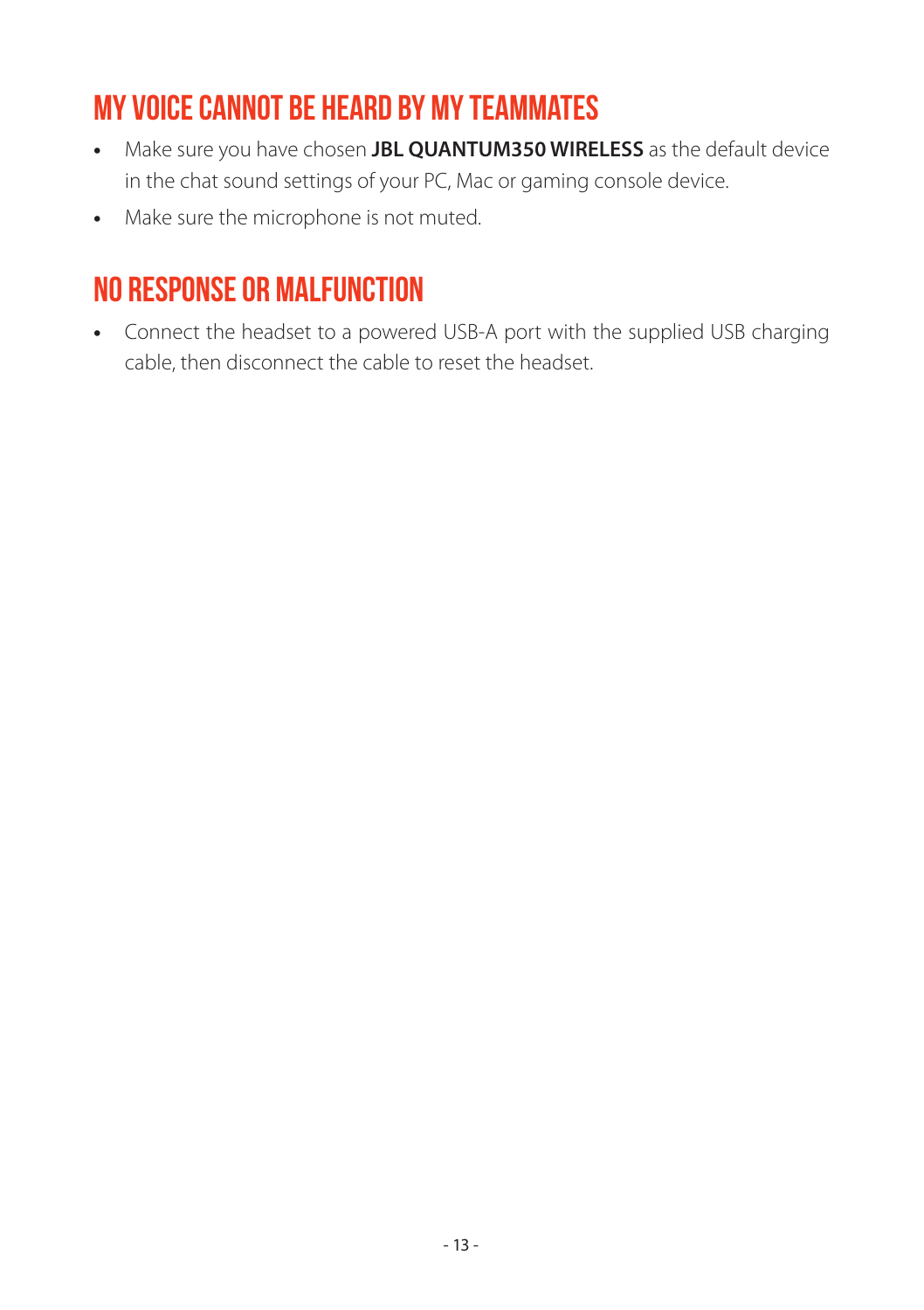## MY VOICE CANNOT BE HEARD BY MY TEAMMATES

- Make sure you have chosen **JBL QUANTUM350 WIRELESS** as the default device in the chat sound settings of your PC, Mac or gaming console device.
- Make sure the microphone is not muted.

## NO RESPONSE OR MALFUNCTION

- Connect the headset to a powered USB-A port with the supplied USB charging cable, then disconnect the cable to reset the headset.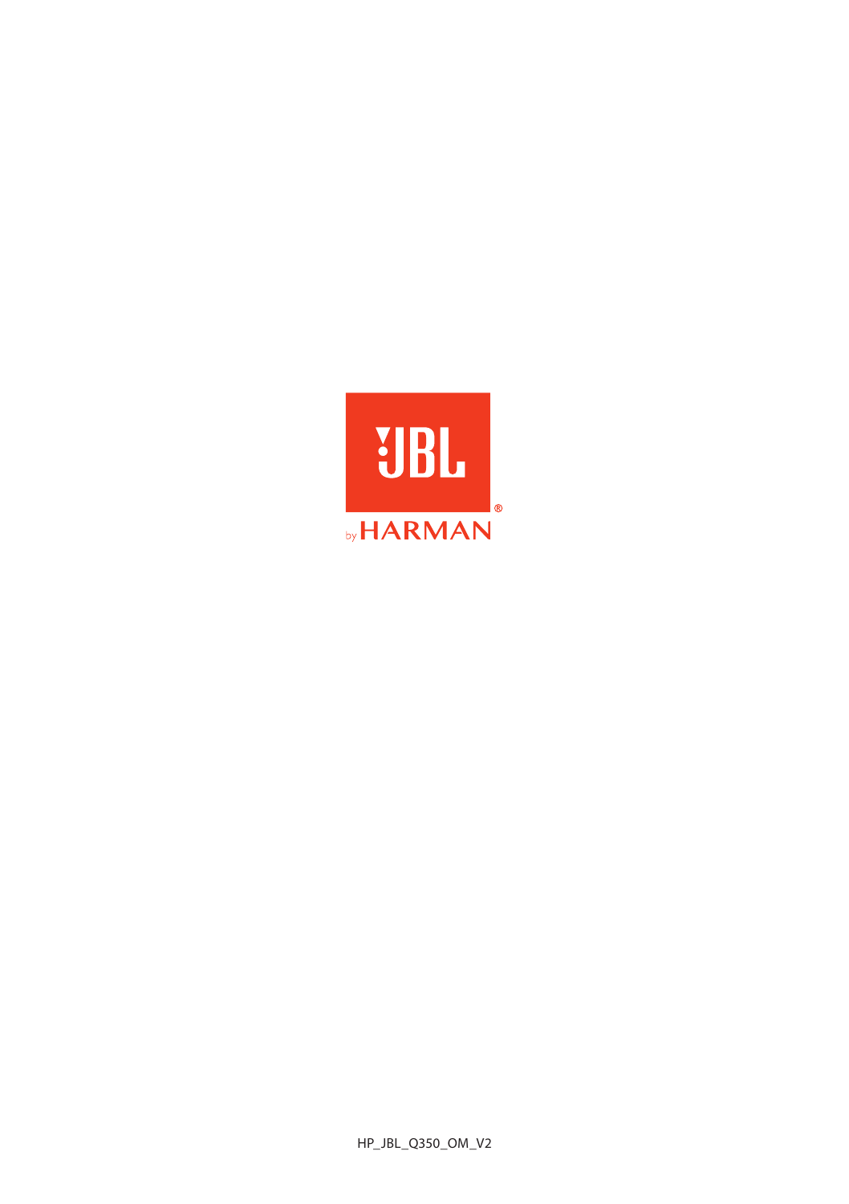JBL

by HARMAN

HP_JBL_Q350_OM_V2